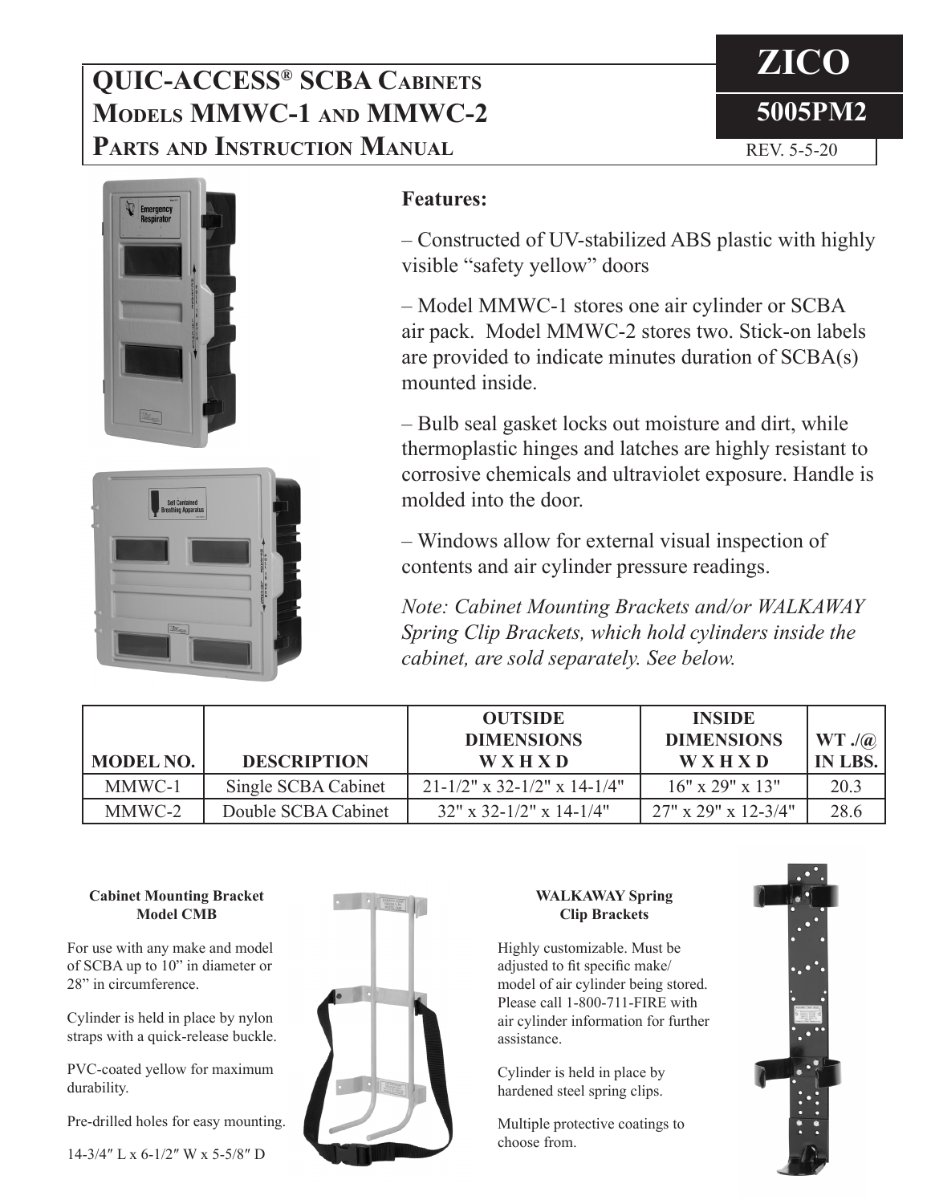# QUIC-ACCESS® SCBA Cabinets Models MMWC-1 and MMWC-2 Parts and Instruction Manual

**ZICO**

**5005PM2**

REV. 5-5-20

**Features:**

– Constructed of UV-stabilized ABS plastic with highly visible "safety yellow" doors

– Model MMWC-1 stores one air cylinder or SCBA air pack. Model MMWC-2 stores two. Stick-on labels are provided to indicate minutes duration of SCBA(s) mounted inside.

– Bulb seal gasket locks out moisture and dirt, while thermoplastic hinges and latches are highly resistant to corrosive chemicals and ultraviolet exposure. Handle is molded into the door.

– Windows allow for external visual inspection of contents and air cylinder pressure readings.

*Note: Cabinet Mounting Brackets and/or WALKAWAY Spring Clip Brackets, which hold cylinders inside the cabinet, are sold separately. See below.*

| MODEL NO. | DESCRIPTION | OUTSIDE DIMENSIONS W X H X D | INSIDE DIMENSIONS W X H X D | WT ./@ IN LBS. |
|---|---|---|---|---|
| MMWC-1 | Single SCBA Cabinet | 21-1/2" x 32-1/2" x 14-1/4" | 16" x 29" x 13" | 20.3 |
| MMWC-2 | Double SCBA Cabinet | 32" x 32-1/2" x 14-1/4" | 27" x 29" x 12-3/4" | 28.6 |

**Cabinet Mounting Bracket Model CMB**

For use with any make and model of SCBA up to 10" in diameter or 28" in circumference.

Cylinder is held in place by nylon straps with a quick-release buckle.

PVC-coated yellow for maximum durability.

Pre-drilled holes for easy mounting.

14-3/4″ L x 6-1/2″ W x 5-5/8″ D

**WALKAWAY Spring Clip Brackets**

Highly customizable. Must be adjusted to fit specific make/model of air cylinder being stored. Please call 1-800-711-FIRE with air cylinder information for further assistance.

Cylinder is held in place by hardened steel spring clips.

Multiple protective coatings to choose from.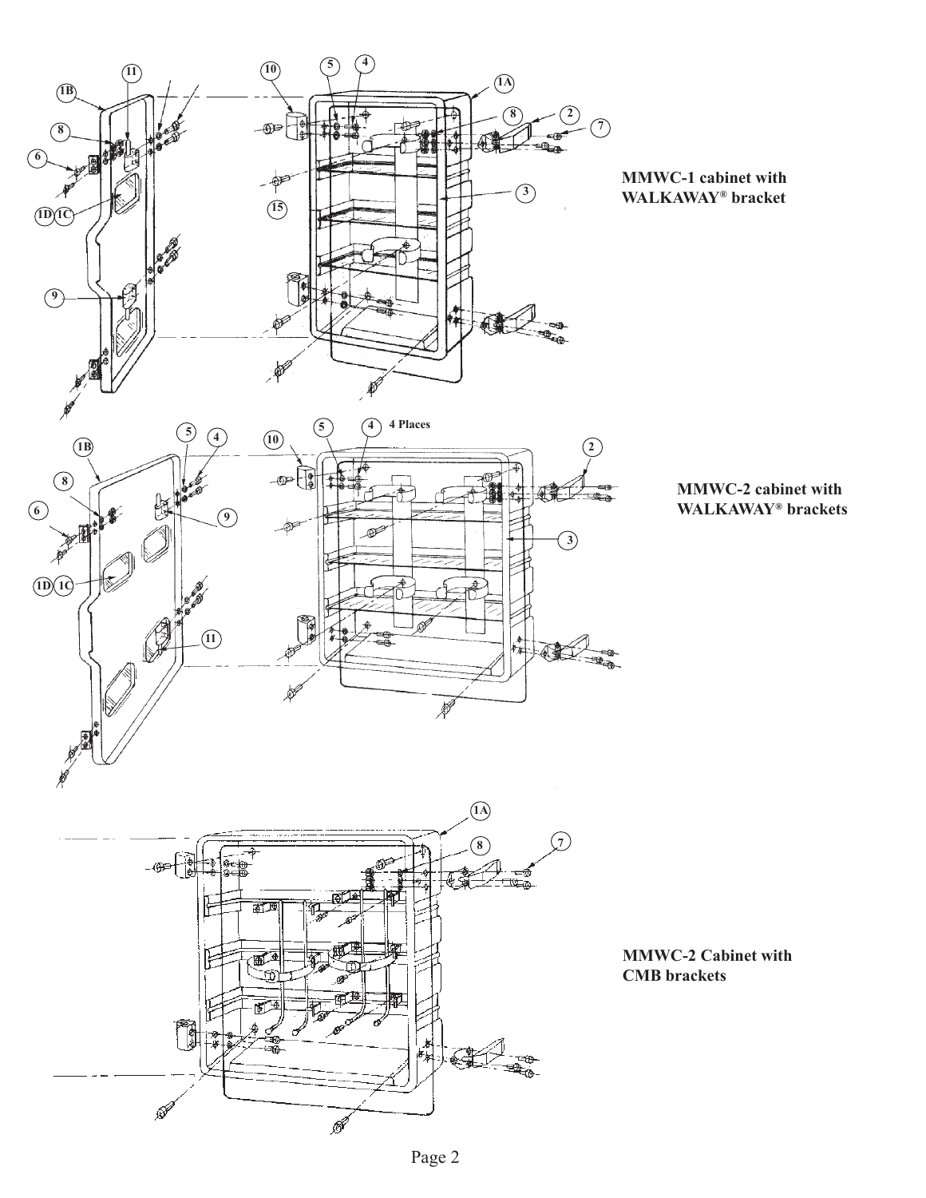MMWC-1 cabinet with WALKAWAY® bracket

4 Places

MMWC-2 cabinet with WALKAWAY® brackets

MMWC-2 Cabinet with CMB brackets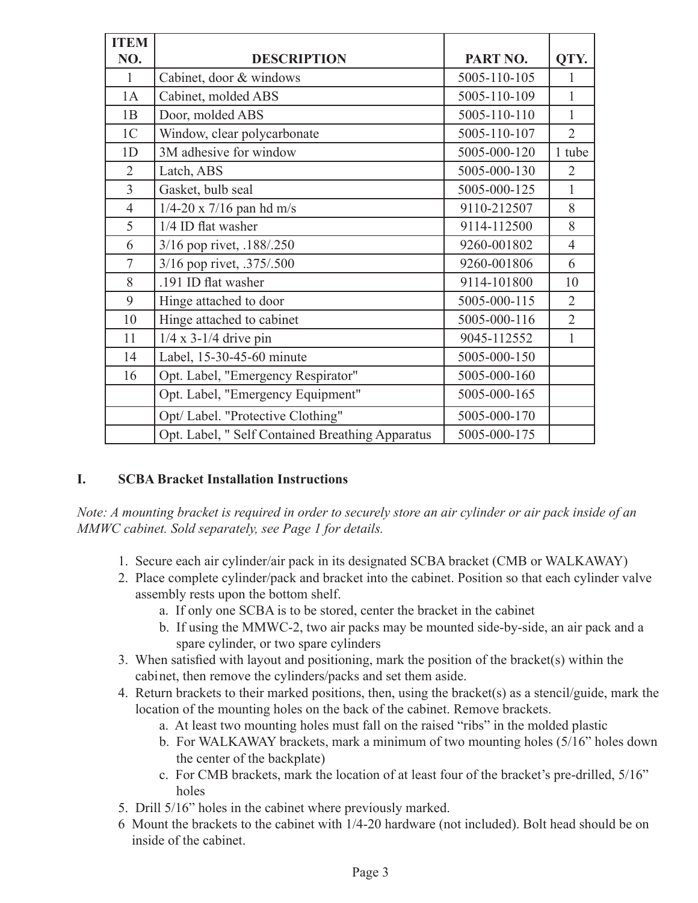| ITEM NO. | DESCRIPTION | PART NO. | QTY. |
|---|---|---|---|
| 1 | Cabinet, door & windows | 5005-110-105 | 1 |
| 1A | Cabinet, molded ABS | 5005-110-109 | 1 |
| 1B | Door, molded ABS | 5005-110-110 | 1 |
| 1C | Window, clear polycarbonate | 5005-110-107 | 2 |
| 1D | 3M adhesive for window | 5005-000-120 | 1 tube |
| 2 | Latch, ABS | 5005-000-130 | 2 |
| 3 | Gasket, bulb seal | 5005-000-125 | 1 |
| 4 | 1/4-20 x 7/16 pan hd m/s | 9110-212507 | 8 |
| 5 | 1/4 ID flat washer | 9114-112500 | 8 |
| 6 | 3/16 pop rivet, .188/.250 | 9260-001802 | 4 |
| 7 | 3/16 pop rivet, .375/.500 | 9260-001806 | 6 |
| 8 | .191 ID flat washer | 9114-101800 | 10 |
| 9 | Hinge attached to door | 5005-000-115 | 2 |
| 10 | Hinge attached to cabinet | 5005-000-116 | 2 |
| 11 | 1/4 x 3-1/4 drive pin | 9045-112552 | 1 |
| 14 | Label, 15-30-45-60 minute | 5005-000-150 | |
| 16 | Opt. Label, "Emergency Respirator" | 5005-000-160 | |
| | Opt. Label, "Emergency Equipment" | 5005-000-165 | |
| | Opt/ Label. "Protective Clothing" | 5005-000-170 | |
| | Opt. Label, " Self Contained Breathing Apparatus | 5005-000-175 | |

## I. SCBA Bracket Installation Instructions

*Note: A mounting bracket is required in order to securely store an air cylinder or air pack inside of an MMWC cabinet. Sold separately, see Page 1 for details.*

1. Secure each air cylinder/air pack in its designated SCBA bracket (CMB or WALKAWAY)
2. Place complete cylinder/pack and bracket into the cabinet. Position so that each cylinder valve assembly rests upon the bottom shelf.
   a. If only one SCBA is to be stored, center the bracket in the cabinet
   b. If using the MMWC-2, two air packs may be mounted side-by-side, an air pack and a spare cylinder, or two spare cylinders
3. When satisfied with layout and positioning, mark the position of the bracket(s) within the cabinet, then remove the cylinders/packs and set them aside.
4. Return brackets to their marked positions, then, using the bracket(s) as a stencil/guide, mark the location of the mounting holes on the back of the cabinet. Remove brackets.
   a. At least two mounting holes must fall on the raised "ribs" in the molded plastic
   b. For WALKAWAY brackets, mark a minimum of two mounting holes (5/16" holes down the center of the backplate)
   c. For CMB brackets, mark the location of at least four of the bracket's pre-drilled, 5/16" holes
5. Drill 5/16" holes in the cabinet where previously marked.
6. Mount the brackets to the cabinet with 1/4-20 hardware (not included). Bolt head should be on inside of the cabinet.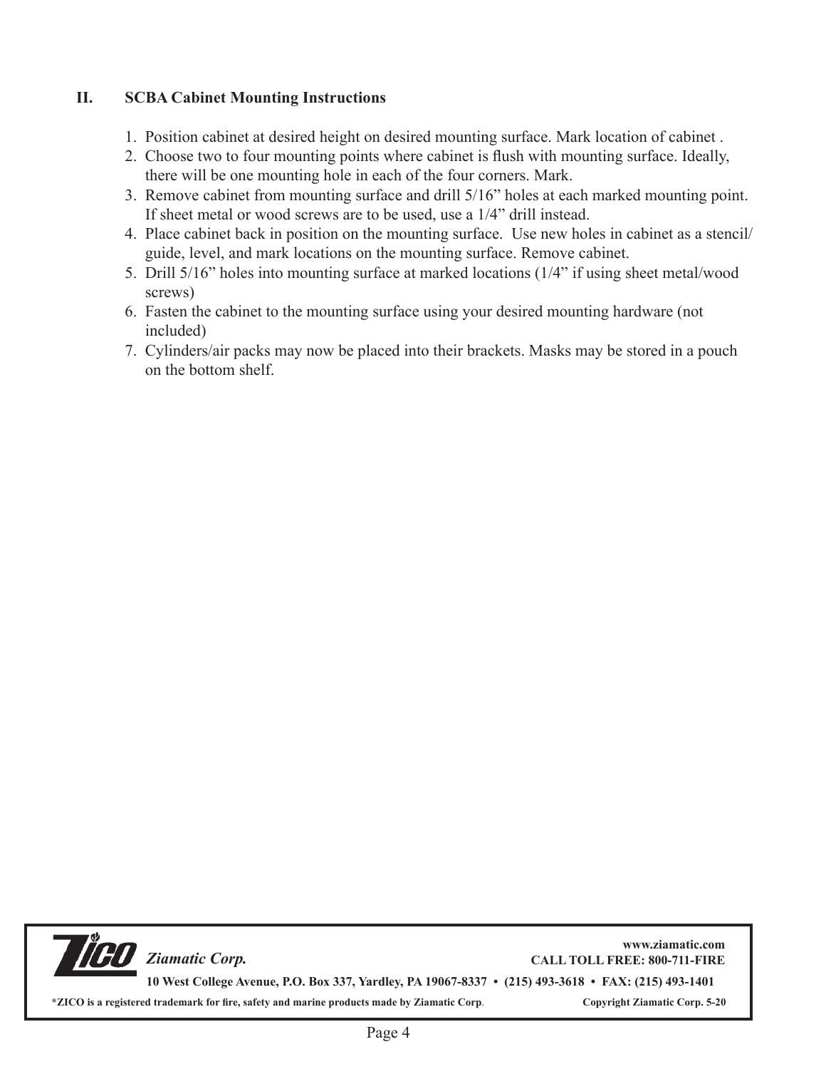## II. SCBA Cabinet Mounting Instructions

1. Position cabinet at desired height on desired mounting surface. Mark location of cabinet .
2. Choose two to four mounting points where cabinet is flush with mounting surface. Ideally, there will be one mounting hole in each of the four corners. Mark.
3. Remove cabinet from mounting surface and drill 5/16" holes at each marked mounting point. If sheet metal or wood screws are to be used, use a 1/4" drill instead.
4. Place cabinet back in position on the mounting surface. Use new holes in cabinet as a stencil/ guide, level, and mark locations on the mounting surface. Remove cabinet.
5. Drill 5/16" holes into mounting surface at marked locations (1/4" if using sheet metal/wood screws)
6. Fasten the cabinet to the mounting surface using your desired mounting hardware (not included)
7. Cylinders/air packs may now be placed into their brackets. Masks may be stored in a pouch on the bottom shelf.